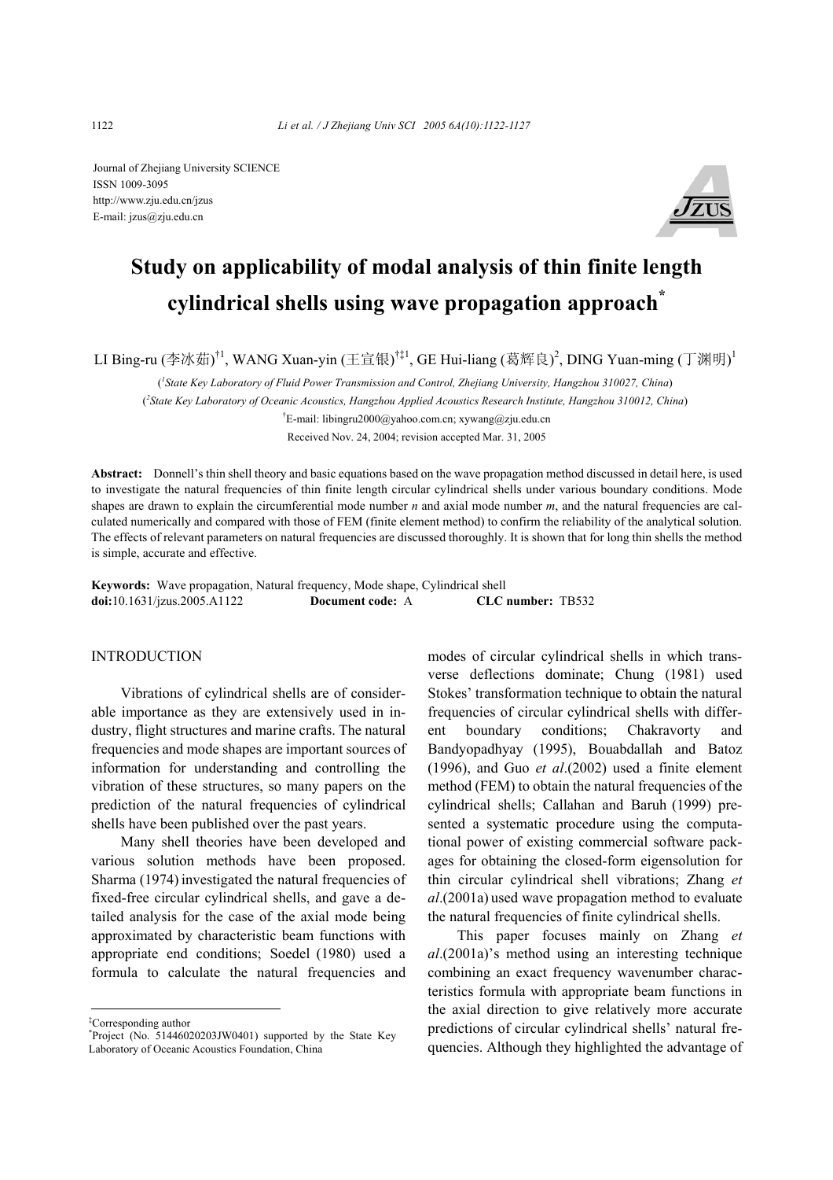Journal of Zhejiang University SCIENCE
ISSN 1009-3095
http://www.zju.edu.cn/jzus
E-mail: jzus@zju.edu.cn

# Study on applicability of modal analysis of thin finite length cylindrical shells using wave propagation approach[*]

LI Bing-ru (李冰茹)[†1], WANG Xuan-yin (王宣银)[†‡1], GE Hui-liang (葛辉良)[2], DING Yuan-ming (丁渊明)[1]

([1]State Key Laboratory of Fluid Power Transmission and Control, Zhejiang University, Hangzhou 310027, China)

([2]State Key Laboratory of Oceanic Acoustics, Hangzhou Applied Acoustics Research Institute, Hangzhou 310012, China)

[†]E-mail: libingru2000@yahoo.com.cn; xywang@zju.edu.cn

Received Nov. 24, 2004; revision accepted Mar. 31, 2005

**Abstract:** Donnell's thin shell theory and basic equations based on the wave propagation method discussed in detail here, is used to investigate the natural frequencies of thin finite length circular cylindrical shells under various boundary conditions. Mode shapes are drawn to explain the circumferential mode number *n* and axial mode number *m*, and the natural frequencies are calculated numerically and compared with those of FEM (finite element method) to confirm the reliability of the analytical solution. The effects of relevant parameters on natural frequencies are discussed thoroughly. It is shown that for long thin shells the method is simple, accurate and effective.

**Keywords:** Wave propagation, Natural frequency, Mode shape, Cylindrical shell

**doi:**10.1631/jzus.2005.A1122 **Document code:** A **CLC number:** TB532

## INTRODUCTION

Vibrations of cylindrical shells are of considerable importance as they are extensively used in industry, flight structures and marine crafts. The natural frequencies and mode shapes are important sources of information for understanding and controlling the vibration of these structures, so many papers on the prediction of the natural frequencies of cylindrical shells have been published over the past years.

Many shell theories have been developed and various solution methods have been proposed. Sharma (1974) investigated the natural frequencies of fixed-free circular cylindrical shells, and gave a detailed analysis for the case of the axial mode being approximated by characteristic beam functions with appropriate end conditions; Soedel (1980) used a formula to calculate the natural frequencies and modes of circular cylindrical shells in which transverse deflections dominate; Chung (1981) used Stokes' transformation technique to obtain the natural frequencies of circular cylindrical shells with different boundary conditions; Chakravorty and Bandyopadhyay (1995), Bouabdallah and Batoz (1996), and Guo *et al*.(2002) used a finite element method (FEM) to obtain the natural frequencies of the cylindrical shells; Callahan and Baruh (1999) presented a systematic procedure using the computational power of existing commercial software packages for obtaining the closed-form eigensolution for thin circular cylindrical shell vibrations; Zhang *et al*.(2001a) used wave propagation method to evaluate the natural frequencies of finite cylindrical shells.

This paper focuses mainly on Zhang *et al*.(2001a)'s method using an interesting technique combining an exact frequency wavenumber characteristics formula with appropriate beam functions in the axial direction to give relatively more accurate predictions of circular cylindrical shells' natural frequencies. Although they highlighted the advantage of

[‡]Corresponding author
[*]Project (No. 51446020203JW0401) supported by the State Key Laboratory of Oceanic Acoustics Foundation, China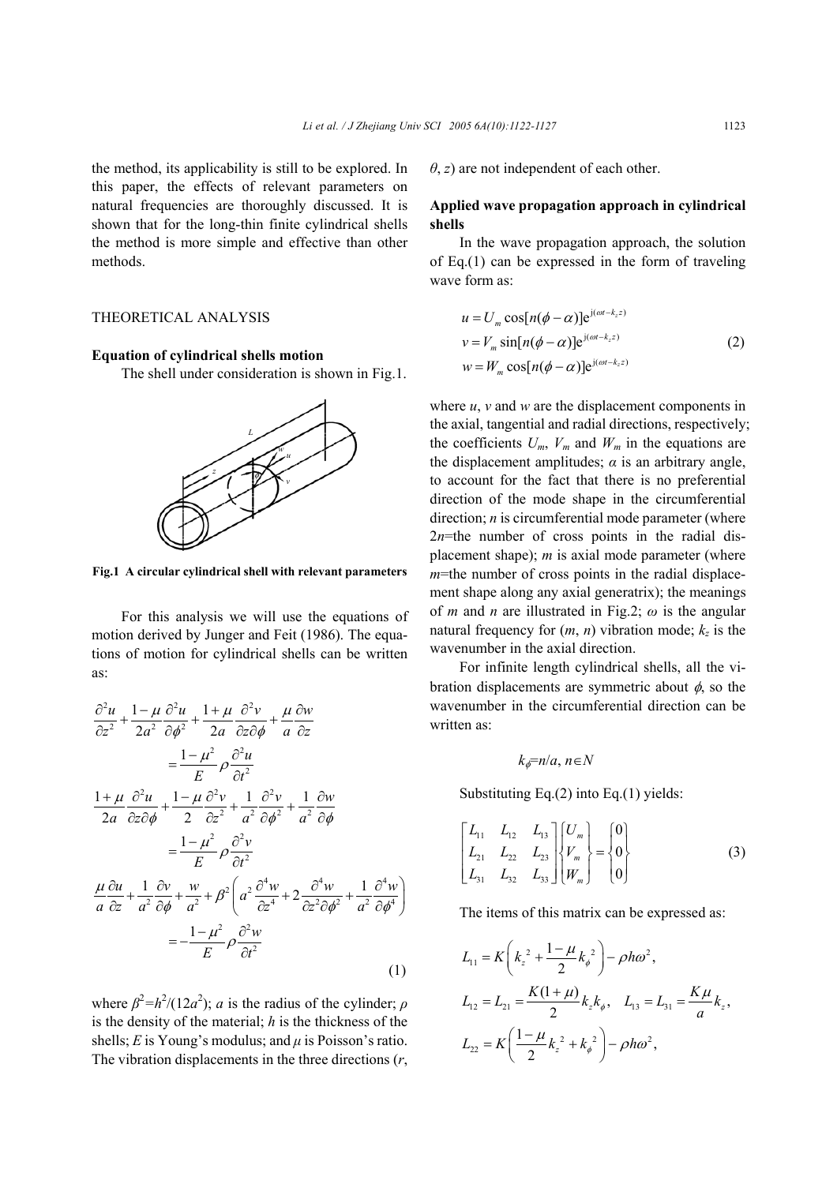the method, its applicability is still to be explored. In this paper, the effects of relevant parameters on natural frequencies are thoroughly discussed. It is shown that for the long-thin finite cylindrical shells the method is more simple and effective than other methods.

## THEORETICAL ANALYSIS

### Equation of cylindrical shells motion

The shell under consideration is shown in Fig.1.

**Fig.1 A circular cylindrical shell with relevant parameters**

For this analysis we will use the equations of motion derived by Junger and Feit (1986). The equations of motion for cylindrical shells can be written as:

$$
\begin{aligned}
&\frac{\partial^2 u}{\partial z^2}+\frac{1-\mu}{2a^2}\frac{\partial^2 u}{\partial \phi^2}+\frac{1+\mu}{2a}\frac{\partial^2 v}{\partial z \partial \phi}+\frac{\mu}{a}\frac{\partial w}{\partial z} \\
&\qquad =\frac{1-\mu^2}{E}\rho\frac{\partial^2 u}{\partial t^2} \\
&\frac{1+\mu}{2a}\frac{\partial^2 u}{\partial z \partial \phi}+\frac{1-\mu}{2}\frac{\partial^2 v}{\partial z^2}+\frac{1}{a^2}\frac{\partial^2 v}{\partial \phi^2}+\frac{1}{a^2}\frac{\partial w}{\partial \phi} \\
&\qquad =\frac{1-\mu^2}{E}\rho\frac{\partial^2 v}{\partial t^2} \\
&\frac{\mu}{a}\frac{\partial u}{\partial z}+\frac{1}{a^2}\frac{\partial v}{\partial \phi}+\frac{w}{a^2}+\beta^2\left(a^2\frac{\partial^4 w}{\partial z^4}+2\frac{\partial^4 w}{\partial z^2 \partial \phi^2}+\frac{1}{a^2}\frac{\partial^4 w}{\partial \phi^4}\right) \\
&\qquad =-\frac{1-\mu^2}{E}\rho\frac{\partial^2 w}{\partial t^2}
\end{aligned}
\tag{1}
$$

where $\beta^2=h^2/(12a^2)$; $a$ is the radius of the cylinder; $\rho$ is the density of the material; $h$ is the thickness of the shells; $E$ is Young's modulus; and $\mu$ is Poisson's ratio. The vibration displacements in the three directions ($r$, $\theta$, $z$) are not independent of each other.

### Applied wave propagation approach in cylindrical shells

In the wave propagation approach, the solution of Eq.(1) can be expressed in the form of traveling wave form as:

$$
\begin{aligned}
u&=U_m\cos[n(\phi-\alpha)]\mathrm{e}^{\mathrm{j}(\omega t-k_z z)} \\
v&=V_m\sin[n(\phi-\alpha)]\mathrm{e}^{\mathrm{j}(\omega t-k_z z)} \\
w&=W_m\cos[n(\phi-\alpha)]\mathrm{e}^{\mathrm{j}(\omega t-k_z z)}
\end{aligned}
\tag{2}
$$

where $u$, $v$ and $w$ are the displacement components in the axial, tangential and radial directions, respectively; the coefficients $U_m$, $V_m$ and $W_m$ in the equations are the displacement amplitudes; $\alpha$ is an arbitrary angle, to account for the fact that there is no preferential direction of the mode shape in the circumferential direction; $n$ is circumferential mode parameter (where $2n$=the number of cross points in the radial displacement shape); $m$ is axial mode parameter (where $m$=the number of cross points in the radial displacement shape along any axial generatrix); the meanings of $m$ and $n$ are illustrated in Fig.2; $\omega$ is the angular natural frequency for ($m$, $n$) vibration mode; $k_z$ is the wavenumber in the axial direction.

For infinite length cylindrical shells, all the vibration displacements are symmetric about $\phi$, so the wavenumber in the circumferential direction can be written as:

$$k_\phi=n/a,\ n\in N$$

Substituting Eq.(2) into Eq.(1) yields:

$$
\begin{bmatrix}
L_{11} & L_{12} & L_{13} \\
L_{21} & L_{22} & L_{23} \\
L_{31} & L_{32} & L_{33}
\end{bmatrix}
\begin{Bmatrix} U_m \\ V_m \\ W_m \end{Bmatrix}
=\begin{Bmatrix} 0 \\ 0 \\ 0 \end{Bmatrix}
\tag{3}
$$

The items of this matrix can be expressed as:

$$L_{11}=K\left(k_z{}^2+\frac{1-\mu}{2}k_\phi{}^2\right)-\rho h\omega^2,$$

$$L_{12}=L_{21}=\frac{K(1+\mu)}{2}k_z k_\phi,\quad L_{13}=L_{31}=\frac{K\mu}{a}k_z,$$

$$L_{22}=K\left(\frac{1-\mu}{2}k_z{}^2+k_\phi{}^2\right)-\rho h\omega^2,$$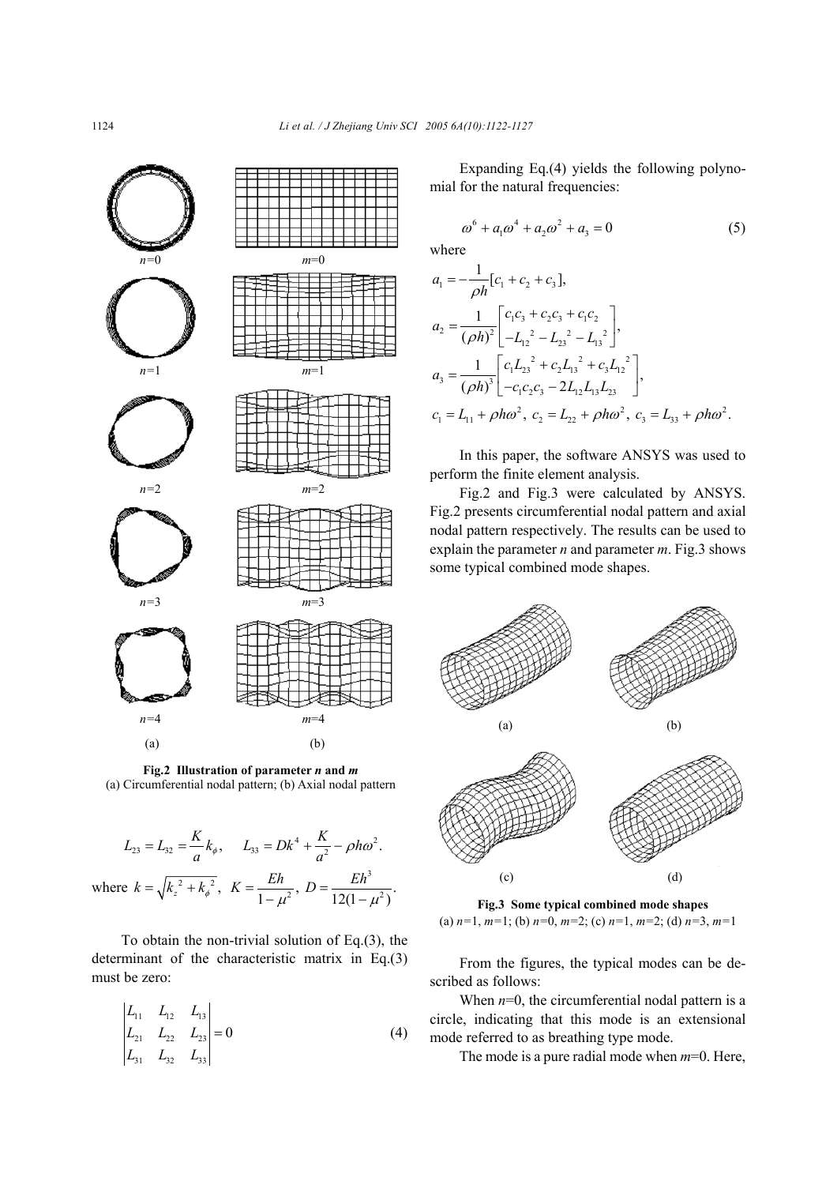Fig.2 Illustration of parameter $n$ and $m$
(a) Circumferential nodal pattern; (b) Axial nodal pattern

$$L_{23} = L_{32} = \frac{K}{a} k_\phi, \quad L_{33} = Dk^4 + \frac{K}{a^2} - \rho h \omega^2.$$

where $k = \sqrt{k_z^2 + k_\phi^2}$, $K = \dfrac{Eh}{1-\mu^2}$, $D = \dfrac{Eh^3}{12(1-\mu^2)}$.

To obtain the non-trivial solution of Eq.(3), the determinant of the characteristic matrix in Eq.(3) must be zero:

$$\begin{vmatrix} L_{11} & L_{12} & L_{13} \\ L_{21} & L_{22} & L_{23} \\ L_{31} & L_{32} & L_{33} \end{vmatrix} = 0 \tag{4}$$

Expanding Eq.(4) yields the following polynomial for the natural frequencies:

$$\omega^6 + a_1\omega^4 + a_2\omega^2 + a_3 = 0 \tag{5}$$

where

$$a_1 = -\frac{1}{\rho h}[c_1 + c_2 + c_3],$$

$$a_2 = \frac{1}{(\rho h)^2}\begin{bmatrix} c_1c_3 + c_2c_3 + c_1c_2 \\ -L_{12}{}^2 - L_{23}{}^2 - L_{13}{}^2 \end{bmatrix},$$

$$a_3 = \frac{1}{(\rho h)^3}\begin{bmatrix} c_1L_{23}{}^2 + c_2L_{13}{}^2 + c_3L_{12}{}^2 \\ -c_1c_2c_3 - 2L_{12}L_{13}L_{23} \end{bmatrix},$$

$$c_1 = L_{11} + \rho h\omega^2,\ c_2 = L_{22} + \rho h\omega^2,\ c_3 = L_{33} + \rho h\omega^2.$$

In this paper, the software ANSYS was used to perform the finite element analysis.

Fig.2 and Fig.3 were calculated by ANSYS. Fig.2 presents circumferential nodal pattern and axial nodal pattern respectively. The results can be used to explain the parameter $n$ and parameter $m$. Fig.3 shows some typical combined mode shapes.

Fig.3 Some typical combined mode shapes
(a) $n$=1, $m$=1; (b) $n$=0, $m$=2; (c) $n$=1, $m$=2; (d) $n$=3, $m$=1

From the figures, the typical modes can be described as follows:

When $n$=0, the circumferential nodal pattern is a circle, indicating that this mode is an extensional mode referred to as breathing type mode.

The mode is a pure radial mode when $m$=0. Here,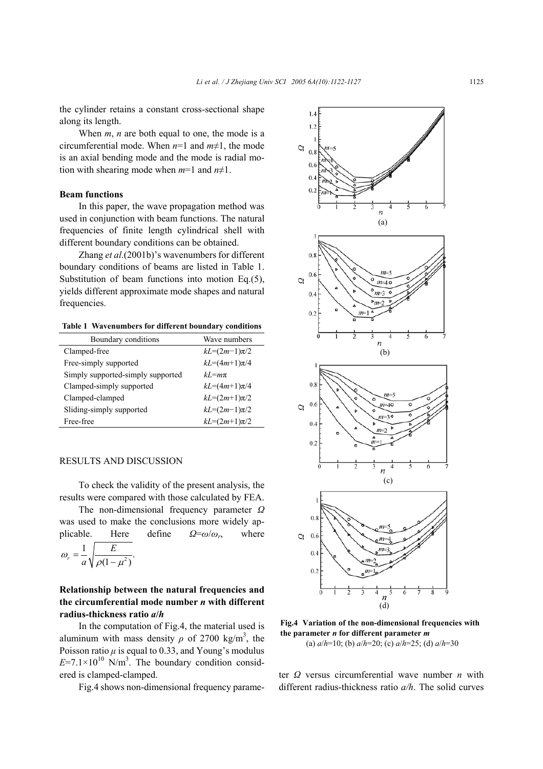the cylinder retains a constant cross-sectional shape along its length.

When $m$, $n$ are both equal to one, the mode is a circumferential mode. When $n$=1 and $m$≠1, the mode is an axial bending mode and the mode is radial motion with shearing mode when $m$=1 and $n$≠1.

### Beam functions

In this paper, the wave propagation method was used in conjunction with beam functions. The natural frequencies of finite length cylindrical shell with different boundary conditions can be obtained.

Zhang *et al*.(2001b)'s wavenumbers for different boundary conditions of beams are listed in Table 1. Substitution of beam functions into motion Eq.(5), yields different approximate mode shapes and natural frequencies.

**Table 1 Wavenumbers for different boundary conditions**

| Boundary conditions | Wave numbers |
|---|---|
| Clamped-free | $kL=(2m-1)\pi/2$ |
| Free-simply supported | $kL=(4m+1)\pi/4$ |
| Simply supported-simply supported | $kL=m\pi$ |
| Clamped-simply supported | $kL=(4m+1)\pi/4$ |
| Clamped-clamped | $kL=(2m+1)\pi/2$ |
| Sliding-simply supported | $kL=(2m-1)\pi/2$ |
| Free-free | $kL=(2m+1)\pi/2$ |

## RESULTS AND DISCUSSION

To check the validity of the present analysis, the results were compared with those calculated by FEA.

The non-dimensional frequency parameter $\Omega$ was used to make the conclusions more widely applicable. Here define $\Omega=\omega/\omega_r$, where

$$\omega_r = \frac{1}{a}\sqrt{\frac{E}{\rho(1-\mu^2)}}.$$

### Relationship between the natural frequencies and the circumferential mode number *n* with different radius-thickness ratio *a*/*h*

In the computation of Fig.4, the material used is aluminum with mass density $\rho$ of 2700 kg/m$^3$, the Poisson ratio $\mu$ is equal to 0.33, and Young's modulus $E=7.1\times10^{10}$ N/m$^3$. The boundary condition considered is clamped-clamped.

Fig.4 shows non-dimensional frequency parameter $\Omega$ versus circumferential wave number $n$ with different radius-thickness ratio $a/h$. The solid curves

**Fig.4 Variation of the non-dimensional frequencies with the parameter *n* for different parameter *m***
(a) $a/h$=10; (b) $a/h$=20; (c) $a/h$=25; (d) $a/h$=30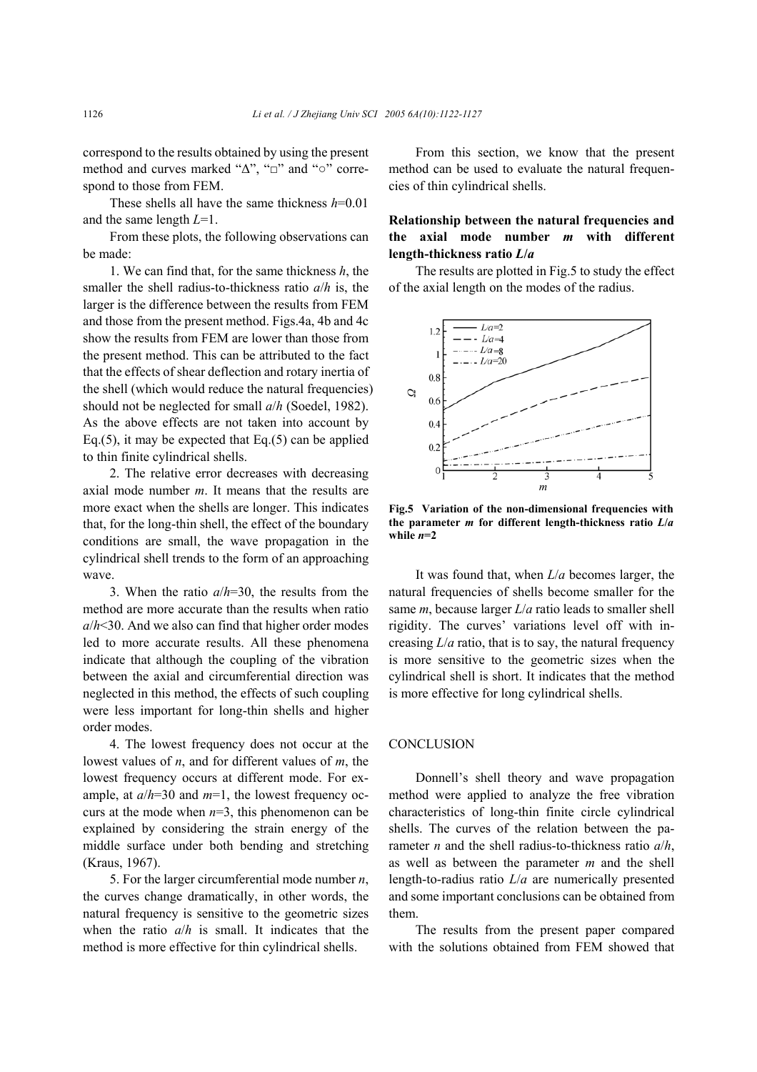correspond to the results obtained by using the present method and curves marked "Δ", "□" and "○" correspond to those from FEM.

These shells all have the same thickness $h$=0.01 and the same length $L$=1.

From these plots, the following observations can be made:

1. We can find that, for the same thickness $h$, the smaller the shell radius-to-thickness ratio $a/h$ is, the larger is the difference between the results from FEM and those from the present method. Figs.4a, 4b and 4c show the results from FEM are lower than those from the present method. This can be attributed to the fact that the effects of shear deflection and rotary inertia of the shell (which would reduce the natural frequencies) should not be neglected for small $a/h$ (Soedel, 1982). As the above effects are not taken into account by Eq.(5), it may be expected that Eq.(5) can be applied to thin finite cylindrical shells.

2. The relative error decreases with decreasing axial mode number $m$. It means that the results are more exact when the shells are longer. This indicates that, for the long-thin shell, the effect of the boundary conditions are small, the wave propagation in the cylindrical shell trends to the form of an approaching wave.

3. When the ratio $a/h$=30, the results from the method are more accurate than the results when ratio $a/h$<30. And we also can find that higher order modes led to more accurate results. All these phenomena indicate that although the coupling of the vibration between the axial and circumferential direction was neglected in this method, the effects of such coupling were less important for long-thin shells and higher order modes.

4. The lowest frequency does not occur at the lowest values of $n$, and for different values of $m$, the lowest frequency occurs at different mode. For example, at $a/h$=30 and $m$=1, the lowest frequency occurs at the mode when $n$=3, this phenomenon can be explained by considering the strain energy of the middle surface under both bending and stretching (Kraus, 1967).

5. For the larger circumferential mode number $n$, the curves change dramatically, in other words, the natural frequency is sensitive to the geometric sizes when the ratio $a/h$ is small. It indicates that the method is more effective for thin cylindrical shells.

From this section, we know that the present method can be used to evaluate the natural frequencies of thin cylindrical shells.

### Relationship between the natural frequencies and the axial mode number *m* with different length-thickness ratio *L/a*

The results are plotted in Fig.5 to study the effect of the axial length on the modes of the radius.

**Fig.5 Variation of the non-dimensional frequencies with the parameter *m* for different length-thickness ratio *L/a* while *n*=2**

It was found that, when $L/a$ becomes larger, the natural frequencies of shells become smaller for the same $m$, because larger $L/a$ ratio leads to smaller shell rigidity. The curves' variations level off with increasing $L/a$ ratio, that is to say, the natural frequency is more sensitive to the geometric sizes when the cylindrical shell is short. It indicates that the method is more effective for long cylindrical shells.

## CONCLUSION

Donnell's shell theory and wave propagation method were applied to analyze the free vibration characteristics of long-thin finite circle cylindrical shells. The curves of the relation between the parameter $n$ and the shell radius-to-thickness ratio $a/h$, as well as between the parameter $m$ and the shell length-to-radius ratio $L/a$ are numerically presented and some important conclusions can be obtained from them.

The results from the present paper compared with the solutions obtained from FEM showed that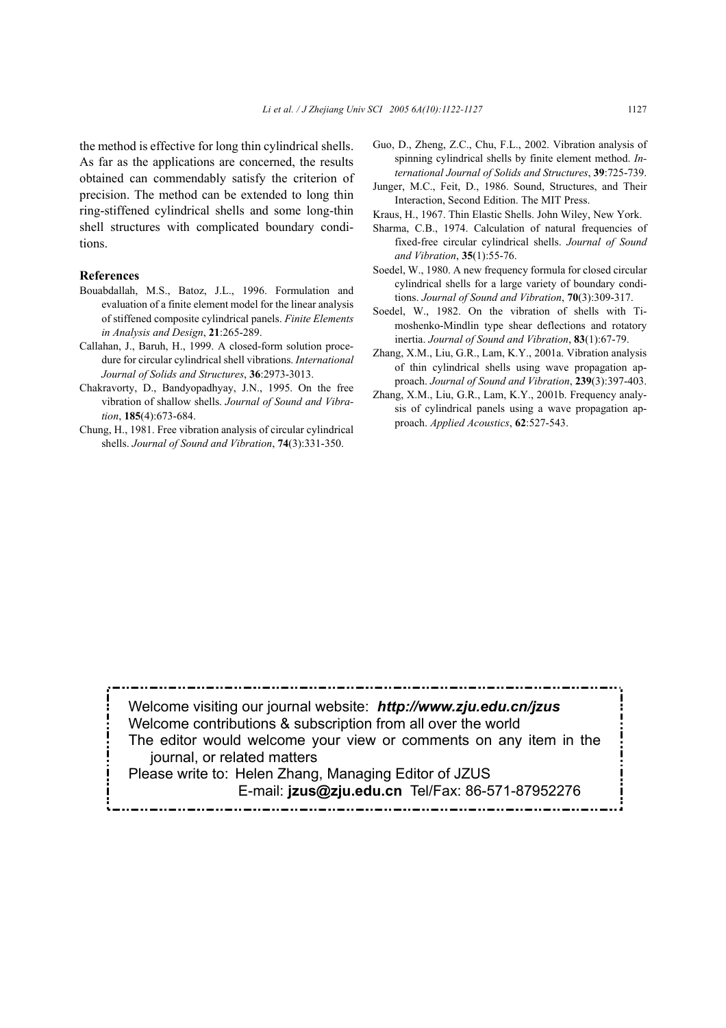the method is effective for long thin cylindrical shells. As far as the applications are concerned, the results obtained can commendably satisfy the criterion of precision. The method can be extended to long thin ring-stiffened cylindrical shells and some long-thin shell structures with complicated boundary conditions.

## References

Bouabdallah, M.S., Batoz, J.L., 1996. Formulation and evaluation of a finite element model for the linear analysis of stiffened composite cylindrical panels. *Finite Elements in Analysis and Design*, **21**:265-289.

Callahan, J., Baruh, H., 1999. A closed-form solution procedure for circular cylindrical shell vibrations. *International Journal of Solids and Structures*, **36**:2973-3013.

Chakravorty, D., Bandyopadhyay, J.N., 1995. On the free vibration of shallow shells. *Journal of Sound and Vibration*, **185**(4):673-684.

Chung, H., 1981. Free vibration analysis of circular cylindrical shells. *Journal of Sound and Vibration*, **74**(3):331-350.

Guo, D., Zheng, Z.C., Chu, F.L., 2002. Vibration analysis of spinning cylindrical shells by finite element method. *International Journal of Solids and Structures*, **39**:725-739.

Junger, M.C., Feit, D., 1986. Sound, Structures, and Their Interaction, Second Edition. The MIT Press.

Kraus, H., 1967. Thin Elastic Shells. John Wiley, New York.

Sharma, C.B., 1974. Calculation of natural frequencies of fixed-free circular cylindrical shells. *Journal of Sound and Vibration*, **35**(1):55-76.

Soedel, W., 1980. A new frequency formula for closed circular cylindrical shells for a large variety of boundary conditions. *Journal of Sound and Vibration*, **70**(3):309-317.

Soedel, W., 1982. On the vibration of shells with Timoshenko-Mindlin type shear deflections and rotatory inertia. *Journal of Sound and Vibration*, **83**(1):67-79.

Zhang, X.M., Liu, G.R., Lam, K.Y., 2001a. Vibration analysis of thin cylindrical shells using wave propagation approach. *Journal of Sound and Vibration*, **239**(3):397-403.

Zhang, X.M., Liu, G.R., Lam, K.Y., 2001b. Frequency analysis of cylindrical panels using a wave propagation approach. *Applied Acoustics*, **62**:527-543.

Welcome visiting our journal website: ***http://www.zju.edu.cn/jzus***
Welcome contributions & subscription from all over the world
The editor would welcome your view or comments on any item in the journal, or related matters
Please write to: Helen Zhang, Managing Editor of JZUS
E-mail: **jzus@zju.edu.cn** Tel/Fax: 86-571-87952276